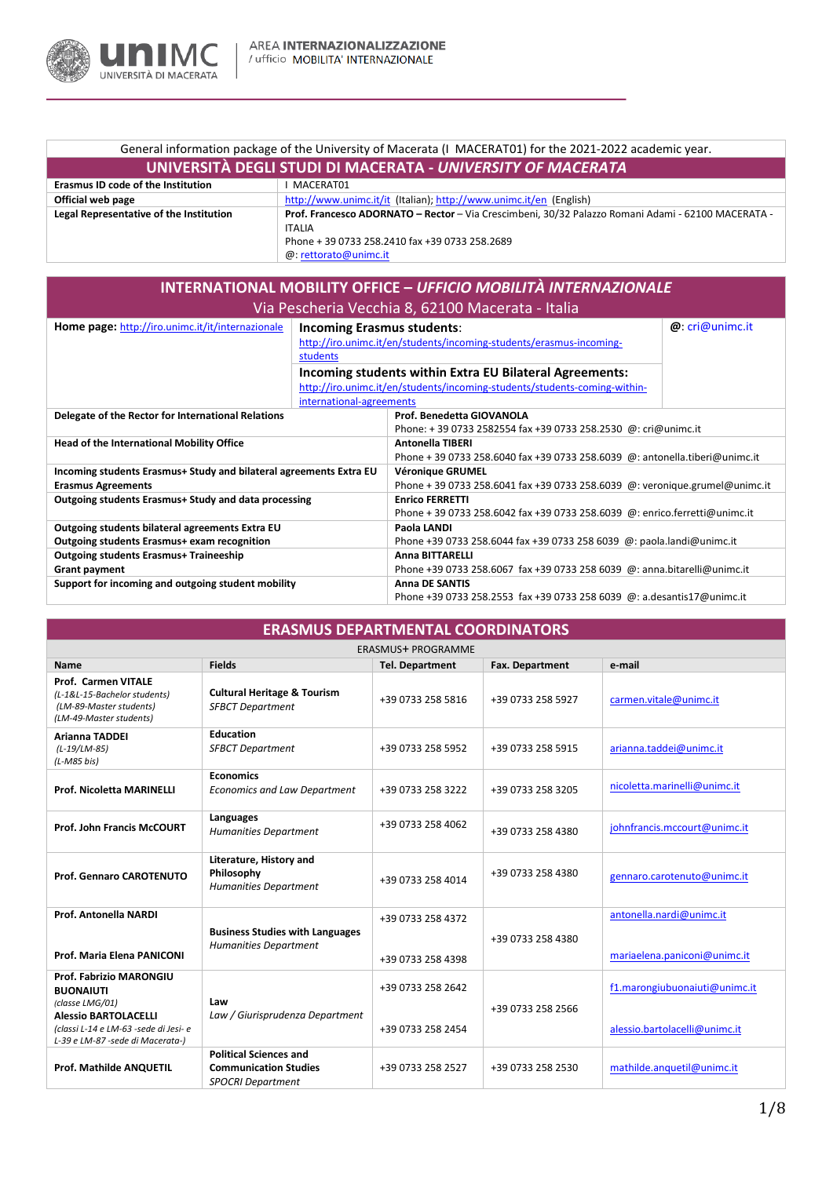AREA **INTERNAZIONALIZZAZIONE**
/ ufficio MOBILITA' INTERNAZIONALE

General information package of the University of Macerata (I MACERAT01) for the 2021-2022 academic year.

## UNIVERSITÀ DEGLI STUDI DI MACERATA - *UNIVERSITY OF MACERATA*

| | |
|---|---|
| **Erasmus ID code of the Institution** | I MACERAT01 |
| **Official web page** | http://www.unimc.it/it (Italian); http://www.unimc.it/en (English) |
| **Legal Representative of the Institution** | **Prof. Francesco ADORNATO – Rector** – Via Crescimbeni, 30/32 Palazzo Romani Adami - 62100 MACERATA - ITALIA<br>Phone + 39 0733 258.2410 fax +39 0733 258.2689<br>@: rettorato@unimc.it |

## INTERNATIONAL MOBILITY OFFICE – *UFFICIO MOBILITÀ INTERNAZIONALE*

Via Pescheria Vecchia 8, 62100 Macerata - Italia

| | | |
|---|---|---|
| **Home page:** http://iro.unimc.it/it/internazionale | **Incoming Erasmus students:** http://iro.unimc.it/en/students/incoming-students/erasmus-incoming-students<br>**Incoming students within Extra EU Bilateral Agreements:** http://iro.unimc.it/en/students/incoming-students/students-coming-within-international-agreements | @: cri@unimc.it |

| | |
|---|---|
| **Delegate of the Rector for International Relations** | **Prof. Benedetta GIOVANOLA**<br>Phone: + 39 0733 2582554 fax +39 0733 258.2530 @: cri@unimc.it |
| **Head of the International Mobility Office** | **Antonella TIBERI**<br>Phone + 39 0733 258.6040 fax +39 0733 258.6039 @: antonella.tiberi@unimc.it |
| **Incoming students Erasmus+ Study and bilateral agreements Extra EU Erasmus Agreements** | **Véronique GRUMEL**<br>Phone + 39 0733 258.6041 fax +39 0733 258.6039 @: veronique.grumel@unimc.it |
| **Outgoing students Erasmus+ Study and data processing** | **Enrico FERRETTI**<br>Phone + 39 0733 258.6042 fax +39 0733 258.6039 @: enrico.ferretti@unimc.it |
| **Outgoing students bilateral agreements Extra EU**<br>**Outgoing students Erasmus+ exam recognition** | **Paola LANDI**<br>Phone +39 0733 258.6044 fax +39 0733 258 6039 @: paola.landi@unimc.it |
| **Outgoing students Erasmus+ Traineeship**<br>**Grant payment** | **Anna BITTARELLI**<br>Phone +39 0733 258.6067 fax +39 0733 258 6039 @: anna.bitarelli@unimc.it |
| **Support for incoming and outgoing student mobility** | **Anna DE SANTIS**<br>Phone +39 0733 258.2553 fax +39 0733 258 6039 @: a.desantis17@unimc.it |

## ERASMUS DEPARTMENTAL COORDINATORS

ERASMUS+ PROGRAMME

| Name | Fields | Tel. Department | Fax. Department | e-mail |
|---|---|---|---|---|
| **Prof. Carmen VITALE**<br>*(L-1&L-15-Bachelor students)*<br>*(LM-89-Master students)*<br>*(LM-49-Master students)* | **Cultural Heritage & Tourism**<br>*SFBCT Department* | +39 0733 258 5816 | +39 0733 258 5927 | carmen.vitale@unimc.it |
| **Arianna TADDEI**<br>*(L-19/LM-85)*<br>*(L-M85 bis)* | **Education**<br>*SFBCT Department* | +39 0733 258 5952 | +39 0733 258 5915 | arianna.taddei@unimc.it |
| **Prof. Nicoletta MARINELLI** | **Economics**<br>*Economics and Law Department* | +39 0733 258 3222 | +39 0733 258 3205 | nicoletta.marinelli@unimc.it |
| **Prof. John Francis McCOURT** | **Languages**<br>*Humanities Department* | +39 0733 258 4062 | +39 0733 258 4380 | johnfrancis.mccourt@unimc.it |
| **Prof. Gennaro CAROTENUTO** | **Literature, History and Philosophy**<br>*Humanities Department* | +39 0733 258 4014 | +39 0733 258 4380 | gennaro.carotenuto@unimc.it |
| **Prof. Antonella NARDI**<br>**Prof. Maria Elena PANICONI** | **Business Studies with Languages**<br>*Humanities Department* | +39 0733 258 4372<br>+39 0733 258 4398 | +39 0733 258 4380 | antonella.nardi@unimc.it<br>mariaelena.paniconi@unimc.it |
| **Prof. Fabrizio MARONGIU BUONAIUTI**<br>*(classe LMG/01)*<br>**Alessio BARTOLACELLI**<br>*(classi L-14 e LM-63 -sede di Jesi- e L-39 e LM-87 -sede di Macerata-)* | **Law**<br>*Law / Giurisprudenza Department* | +39 0733 258 2642<br>+39 0733 258 2454 | +39 0733 258 2566 | f1.marongiubuonaiuti@unimc.it<br>alessio.bartolacelli@unimc.it |
| **Prof. Mathilde ANQUETIL** | **Political Sciences and Communication Studies**<br>*SPOCRI Department* | +39 0733 258 2527 | +39 0733 258 2530 | mathilde.anquetil@unimc.it |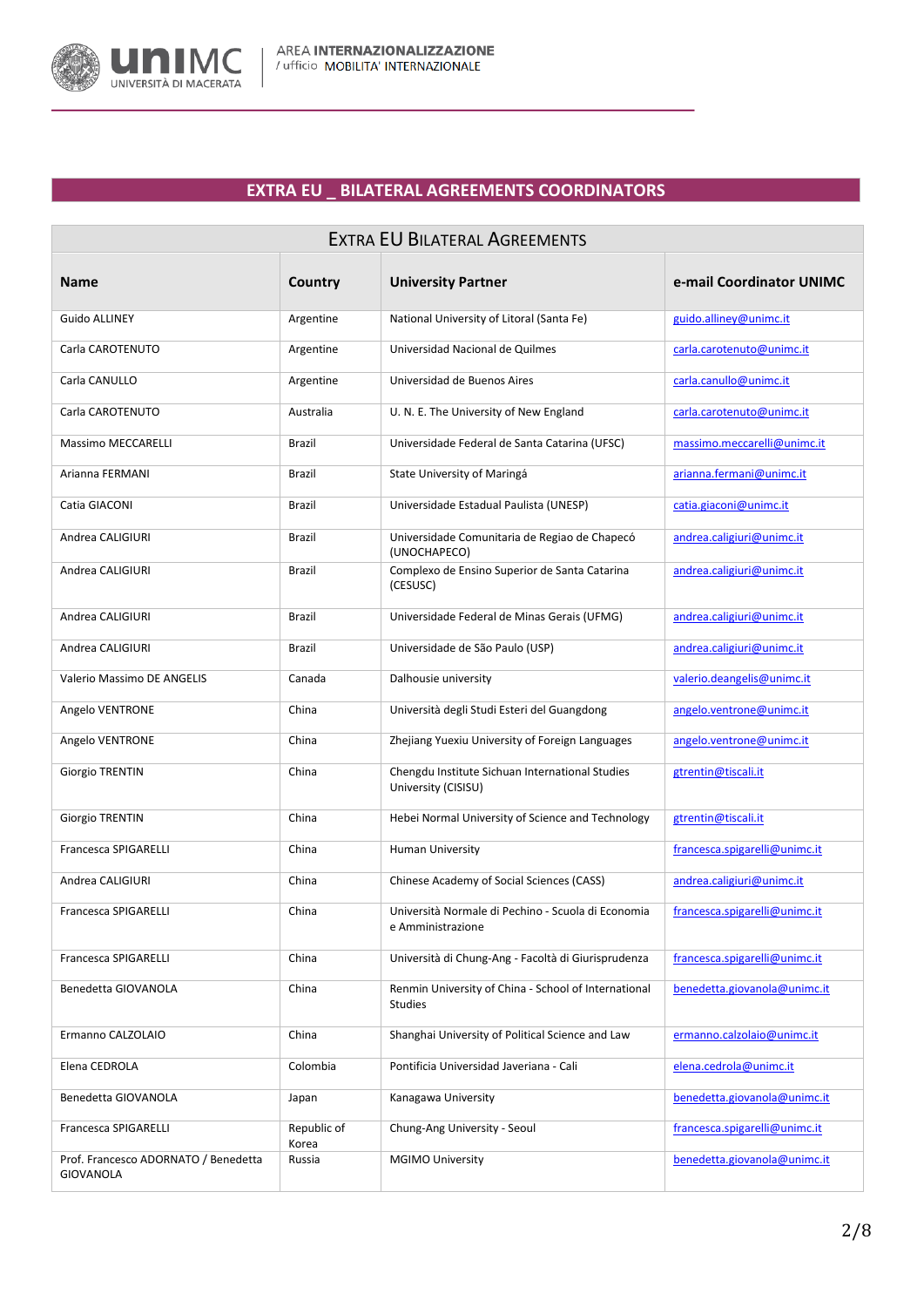## EXTRA EU _ BILATERAL AGREEMENTS COORDINATORS

| Extra EU Bilateral Agreements | | | |
|---|---|---|---|
| **Name** | **Country** | **University Partner** | **e-mail Coordinator UNIMC** |
| Guido ALLINEY | Argentine | National University of Litoral (Santa Fe) | guido.alliney@unimc.it |
| Carla CAROTENUTO | Argentine | Universidad Nacional de Quilmes | carla.carotenuto@unimc.it |
| Carla CANULLO | Argentine | Universidad de Buenos Aires | carla.canullo@unimc.it |
| Carla CAROTENUTO | Australia | U. N. E. The University of New England | carla.carotenuto@unimc.it |
| Massimo MECCARELLI | Brazil | Universidade Federal de Santa Catarina (UFSC) | massimo.meccarelli@unimc.it |
| Arianna FERMANI | Brazil | State University of Maringá | arianna.fermani@unimc.it |
| Catia GIACONI | Brazil | Universidade Estadual Paulista (UNESP) | catia.giaconi@unimc.it |
| Andrea CALIGIURI | Brazil | Universidade Comunitaria de Regiao de Chapecó (UNOCHAPECO) | andrea.caligiuri@unimc.it |
| Andrea CALIGIURI | Brazil | Complexo de Ensino Superior de Santa Catarina (CESUSC) | andrea.caligiuri@unimc.it |
| Andrea CALIGIURI | Brazil | Universidade Federal de Minas Gerais (UFMG) | andrea.caligiuri@unimc.it |
| Andrea CALIGIURI | Brazil | Universidade de São Paulo (USP) | andrea.caligiuri@unimc.it |
| Valerio Massimo DE ANGELIS | Canada | Dalhousie university | valerio.deangelis@unimc.it |
| Angelo VENTRONE | China | Università degli Studi Esteri del Guangdong | angelo.ventrone@unimc.it |
| Angelo VENTRONE | China | Zhejiang Yuexiu University of Foreign Languages | angelo.ventrone@unimc.it |
| Giorgio TRENTIN | China | Chengdu Institute Sichuan International Studies University (CISISU) | gtrentin@tiscali.it |
| Giorgio TRENTIN | China | Hebei Normal University of Science and Technology | gtrentin@tiscali.it |
| Francesca SPIGARELLI | China | Human University | francesca.spigarelli@unimc.it |
| Andrea CALIGIURI | China | Chinese Academy of Social Sciences (CASS) | andrea.caligiuri@unimc.it |
| Francesca SPIGARELLI | China | Università Normale di Pechino - Scuola di Economia e Amministrazione | francesca.spigarelli@unimc.it |
| Francesca SPIGARELLI | China | Università di Chung-Ang - Facoltà di Giurisprudenza | francesca.spigarelli@unimc.it |
| Benedetta GIOVANOLA | China | Renmin University of China - School of International Studies | benedetta.giovanola@unimc.it |
| Ermanno CALZOLAIO | China | Shanghai University of Political Science and Law | ermanno.calzolaio@unimc.it |
| Elena CEDROLA | Colombia | Pontificia Universidad Javeriana - Cali | elena.cedrola@unimc.it |
| Benedetta GIOVANOLA | Japan | Kanagawa University | benedetta.giovanola@unimc.it |
| Francesca SPIGARELLI | Republic of Korea | Chung-Ang University - Seoul | francesca.spigarelli@unimc.it |
| Prof. Francesco ADORNATO / Benedetta GIOVANOLA | Russia | MGIMO University | benedetta.giovanola@unimc.it |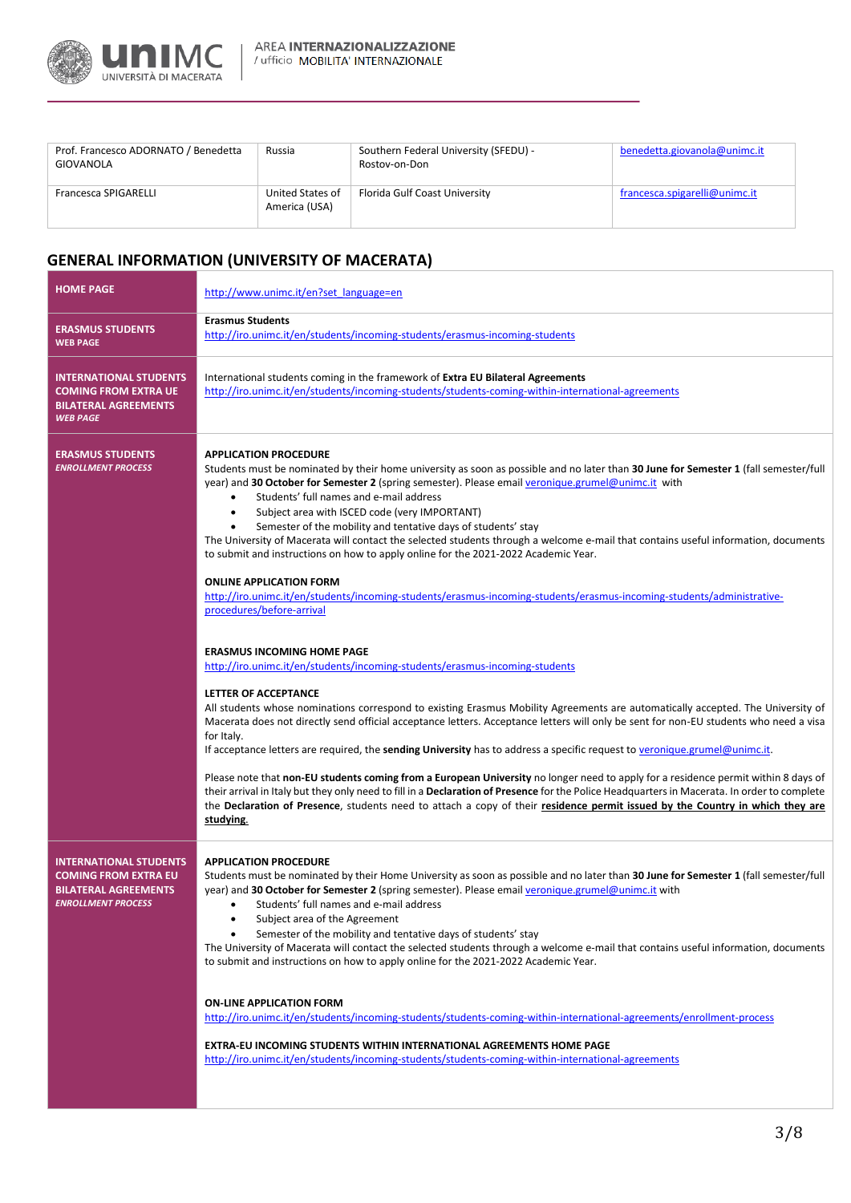| Prof. Francesco ADORNATO / Benedetta GIOVANOLA | Russia | Southern Federal University (SFEDU) - Rostov-on-Don | benedetta.giovanola@unimc.it |
|---|---|---|---|
| Francesca SPIGARELLI | United States of America (USA) | Florida Gulf Coast University | francesca.spigarelli@unimc.it |

## GENERAL INFORMATION (UNIVERSITY OF MACERATA)

| | |
|---|---|
| **HOME PAGE** | http://www.unimc.it/en?set_language=en |
| **ERASMUS STUDENTS** **WEB PAGE** | **Erasmus Students** http://iro.unimc.it/en/students/incoming-students/erasmus-incoming-students |
| **INTERNATIONAL STUDENTS COMING FROM EXTRA UE BILATERAL AGREEMENTS** ***WEB PAGE*** | International students coming in the framework of **Extra EU Bilateral Agreements** http://iro.unimc.it/en/students/incoming-students/students-coming-within-international-agreements |
| **ERASMUS STUDENTS** ***ENROLLMENT PROCESS*** | **APPLICATION PROCEDURE**<br>Students must be nominated by their home university as soon as possible and no later than **30 June for Semester 1** (fall semester/full year) and **30 October for Semester 2** (spring semester). Please email veronique.grumel@unimc.it with<br>• Students' full names and e-mail address<br>• Subject area with ISCED code (very IMPORTANT)<br>• Semester of the mobility and tentative days of students' stay<br>The University of Macerata will contact the selected students through a welcome e-mail that contains useful information, documents to submit and instructions on how to apply online for the 2021-2022 Academic Year.<br><br>**ONLINE APPLICATION FORM**<br>http://iro.unimc.it/en/students/incoming-students/erasmus-incoming-students/erasmus-incoming-students/administrative-procedures/before-arrival<br><br>**ERASMUS INCOMING HOME PAGE**<br>http://iro.unimc.it/en/students/incoming-students/erasmus-incoming-students<br><br>**LETTER OF ACCEPTANCE**<br>All students whose nominations correspond to existing Erasmus Mobility Agreements are automatically accepted. The University of Macerata does not directly send official acceptance letters. Acceptance letters will only be sent for non-EU students who need a visa for Italy.<br>If acceptance letters are required, the **sending University** has to address a specific request to veronique.grumel@unimc.it.<br><br>Please note that **non-EU students coming from a European University** no longer need to apply for a residence permit within 8 days of their arrival in Italy but they only need to fill in a **Declaration of Presence** for the Police Headquarters in Macerata. In order to complete the **Declaration of Presence**, students need to attach a copy of their **residence permit issued by the Country in which they are studying**. |
| **INTERNATIONAL STUDENTS COMING FROM EXTRA EU BILATERAL AGREEMENTS** ***ENROLLMENT PROCESS*** | **APPLICATION PROCEDURE**<br>Students must be nominated by their Home University as soon as possible and no later than **30 June for Semester 1** (fall semester/full year) and **30 October for Semester 2** (spring semester). Please email veronique.grumel@unimc.it with<br>• Students' full names and e-mail address<br>• Subject area of the Agreement<br>• Semester of the mobility and tentative days of students' stay<br>The University of Macerata will contact the selected students through a welcome e-mail that contains useful information, documents to submit and instructions on how to apply online for the 2021-2022 Academic Year.<br><br>**ON-LINE APPLICATION FORM**<br>http://iro.unimc.it/en/students/incoming-students/students-coming-within-international-agreements/enrollment-process<br><br>**EXTRA-EU INCOMING STUDENTS WITHIN INTERNATIONAL AGREEMENTS HOME PAGE**<br>http://iro.unimc.it/en/students/incoming-students/students-coming-within-international-agreements |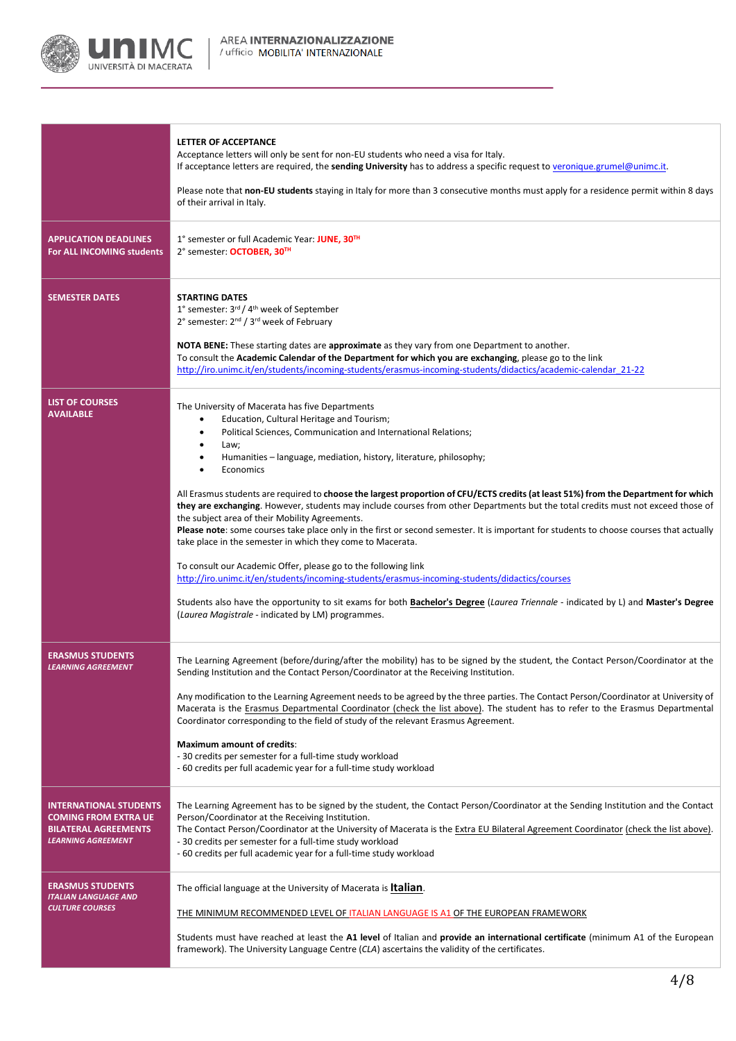| | |
|---|---|
| | **LETTER OF ACCEPTANCE**<br>Acceptance letters will only be sent for non-EU students who need a visa for Italy.<br>If acceptance letters are required, the **sending University** has to address a specific request to veronique.grumel@unimc.it.<br><br>Please note that **non-EU students** staying in Italy for more than 3 consecutive months must apply for a residence permit within 8 days of their arrival in Italy. |
| **APPLICATION DEADLINES For ALL INCOMING students** | 1° semester or full Academic Year: **JUNE, 30TH**<br>2° semester: **OCTOBER, 30TH** |
| **SEMESTER DATES** | **STARTING DATES**<br>1° semester: 3rd / 4th week of September<br>2° semester: 2nd / 3rd week of February<br><br>**NOTA BENE:** These starting dates are **approximate** as they vary from one Department to another.<br>To consult the **Academic Calendar of the Department for which you are exchanging**, please go to the link<br>http://iro.unimc.it/en/students/incoming-students/erasmus-incoming-students/didactics/academic-calendar_21-22 |
| **LIST OF COURSES AVAILABLE** | The University of Macerata has five Departments<br>• Education, Cultural Heritage and Tourism;<br>• Political Sciences, Communication and International Relations;<br>• Law;<br>• Humanities – language, mediation, history, literature, philosophy;<br>• Economics<br><br>All Erasmus students are required to **choose the largest proportion of CFU/ECTS credits (at least 51%) from the Department for which they are exchanging**. However, students may include courses from other Departments but the total credits must not exceed those of the subject area of their Mobility Agreements.<br>**Please note**: some courses take place only in the first or second semester. It is important for students to choose courses that actually take place in the semester in which they come to Macerata.<br><br>To consult our Academic Offer, please go to the following link<br>http://iro.unimc.it/en/students/incoming-students/erasmus-incoming-students/didactics/courses<br><br>Students also have the opportunity to sit exams for both **Bachelor's Degree** (*Laurea Triennale* - indicated by L) and **Master's Degree** (*Laurea Magistrale* - indicated by LM) programmes. |
| **ERASMUS STUDENTS** ***LEARNING AGREEMENT*** | The Learning Agreement (before/during/after the mobility) has to be signed by the student, the Contact Person/Coordinator at the Sending Institution and the Contact Person/Coordinator at the Receiving Institution.<br><br>Any modification to the Learning Agreement needs to be agreed by the three parties. The Contact Person/Coordinator at University of Macerata is the Erasmus Departmental Coordinator (check the list above). The student has to refer to the Erasmus Departmental Coordinator corresponding to the field of study of the relevant Erasmus Agreement.<br><br>**Maximum amount of credits**:<br>- 30 credits per semester for a full-time study workload<br>- 60 credits per full academic year for a full-time study workload |
| **INTERNATIONAL STUDENTS COMING FROM EXTRA UE BILATERAL AGREEMENTS** ***LEARNING AGREEMENT*** | The Learning Agreement has to be signed by the student, the Contact Person/Coordinator at the Sending Institution and the Contact Person/Coordinator at the Receiving Institution.<br>The Contact Person/Coordinator at the University of Macerata is the Extra EU Bilateral Agreement Coordinator (check the list above).<br>- 30 credits per semester for a full-time study workload<br>- 60 credits per full academic year for a full-time study workload |
| **ERASMUS STUDENTS** ***ITALIAN LANGUAGE AND CULTURE COURSES*** | The official language at the University of Macerata is **Italian**.<br><br>THE MINIMUM RECOMMENDED LEVEL OF ITALIAN LANGUAGE IS A1 OF THE EUROPEAN FRAMEWORK<br><br>Students must have reached at least the **A1 level** of Italian and **provide an international certificate** (minimum A1 of the European framework). The University Language Centre (*CLA*) ascertains the validity of the certificates. |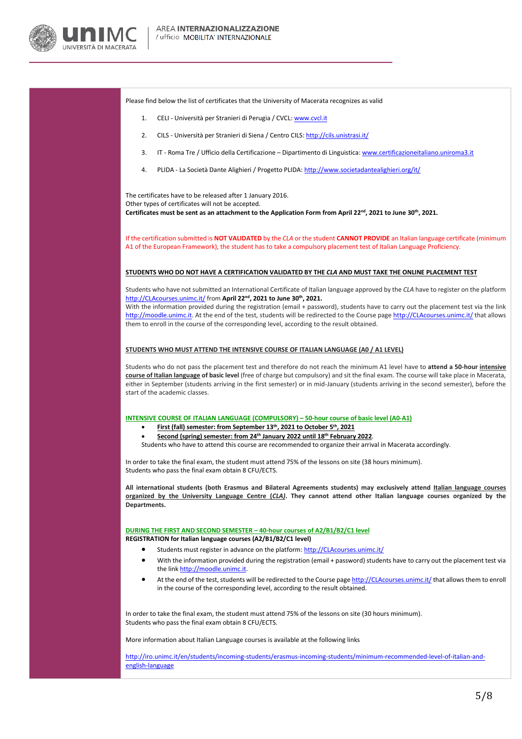Please find below the list of certificates that the University of Macerata recognizes as valid

1. CELI - Università per Stranieri di Perugia / CVCL: www.cvcl.it
2. CILS - Università per Stranieri di Siena / Centro CILS: http://cils.unistrasi.it/
3. IT - Roma Tre / Ufficio della Certificazione – Dipartimento di Linguistica: www.certificazioneitaliano.uniroma3.it
4. PLIDA - La Società Dante Alighieri / Progetto PLIDA: http://www.societadantealighieri.org/it/

The certificates have to be released after 1 January 2016.
Other types of certificates will not be accepted.
**Certificates must be sent as an attachment to the Application Form from April 22nd, 2021 to June 30th, 2021.**

If the certification submitted is **NOT VALIDATED** by the *CLA* or the student **CANNOT PROVIDE** an Italian language certificate (minimum A1 of the European Framework), the student has to take a compulsory placement test of Italian Language Proficiency.

**STUDENTS WHO DO NOT HAVE A CERTIFICATION VALIDATED BY THE *CLA* AND MUST TAKE THE ONLINE PLACEMENT TEST**

Students who have not submitted an International Certificate of Italian language approved by the *CLA* have to register on the platform http://CLAcourses.unimc.it/ from **April 22nd, 2021 to June 30th, 2021.**
With the information provided during the registration (email + password), students have to carry out the placement test via the link http://moodle.unimc.it. At the end of the test, students will be redirected to the Course page http://CLAcourses.unimc.it/ that allows them to enroll in the course of the corresponding level, according to the result obtained.

**STUDENTS WHO MUST ATTEND THE INTENSIVE COURSE OF ITALIAN LANGUAGE (A0 / A1 LEVEL)**

Students who do not pass the placement test and therefore do not reach the minimum A1 level have to **attend a 50-hour intensive course of Italian language of basic level** (free of charge but compulsory) and sit the final exam. The course will take place in Macerata, either in September (students arriving in the first semester) or in mid-January (students arriving in the second semester), before the start of the academic classes.

**INTENSIVE COURSE OF ITALIAN LANGUAGE (COMPULSORY) – 50-hour course of basic level (A0-A1)**

- **First (fall) semester: from September 13th, 2021 to October 5th, 2021**
- **Second (spring) semester: from 24th January 2022 until 18th February 2022**.

Students who have to attend this course are recommended to organize their arrival in Macerata accordingly.

In order to take the final exam, the student must attend 75% of the lessons on site (38 hours minimum).
Students who pass the final exam obtain 8 CFU/ECTS.

**All international students (both Erasmus and Bilateral Agreements students) may exclusively attend Italian language courses organized by the University Language Centre (*CLA*). They cannot attend other Italian language courses organized by the Departments.**

**DURING THE FIRST AND SECOND SEMESTER – 40-hour courses of A2/B1/B2/C1 level**
**REGISTRATION for Italian language courses (A2/B1/B2/C1 level)**

- Students must register in advance on the platform: http://CLAcourses.unimc.it/
- With the information provided during the registration (email + password) students have to carry out the placement test via the link http://moodle.unimc.it.
- At the end of the test, students will be redirected to the Course page http://CLAcourses.unimc.it/ that allows them to enroll in the course of the corresponding level, according to the result obtained.

In order to take the final exam, the student must attend 75% of the lessons on site (30 hours minimum).
Students who pass the final exam obtain 8 CFU/ECTS.

More information about Italian Language courses is available at the following links

http://iro.unimc.it/en/students/incoming-students/erasmus-incoming-students/minimum-recommended-level-of-italian-and-english-language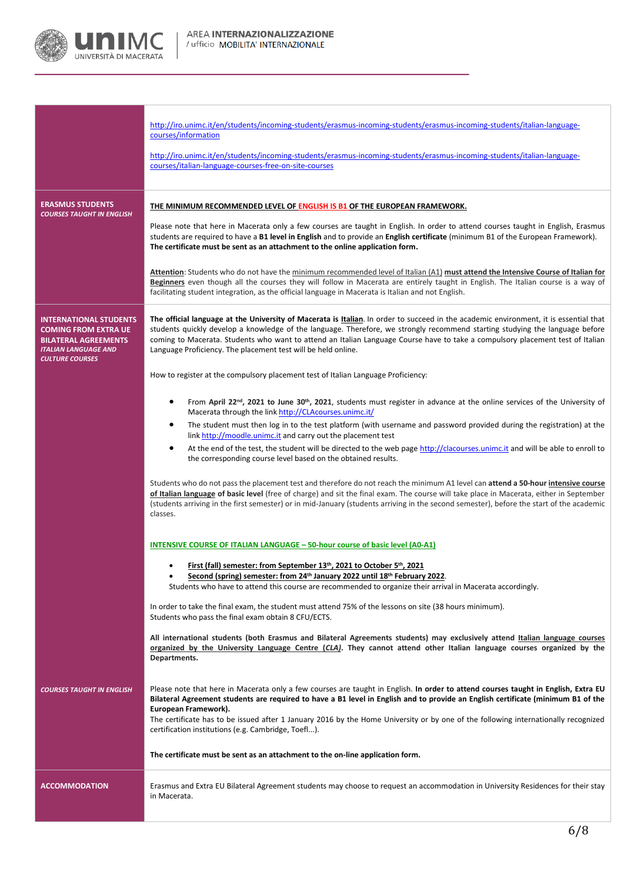| | |
|---|---|
| | http://iro.unimc.it/en/students/incoming-students/erasmus-incoming-students/erasmus-incoming-students/italian-language-courses/information<br><br>http://iro.unimc.it/en/students/incoming-students/erasmus-incoming-students/erasmus-incoming-students/italian-language-courses/italian-language-courses-free-on-site-courses |
| **ERASMUS STUDENTS**<br>***COURSES TAUGHT IN ENGLISH*** | **THE MINIMUM RECOMMENDED LEVEL OF ENGLISH IS B1 OF THE EUROPEAN FRAMEWORK.**<br><br>Please note that here in Macerata only a few courses are taught in English. In order to attend courses taught in English, Erasmus students are required to have a **B1 level in English** and to provide an **English certificate** (minimum B1 of the European Framework). **The certificate must be sent as an attachment to the online application form.**<br><br>**Attention**: Students who do not have the minimum recommended level of Italian (A1) **must attend the Intensive Course of Italian for Beginners** even though all the courses they will follow in Macerata are entirely taught in English. The Italian course is a way of facilitating student integration, as the official language in Macerata is Italian and not English. |
| **INTERNATIONAL STUDENTS COMING FROM EXTRA UE BILATERAL AGREEMENTS**<br>***ITALIAN LANGUAGE AND CULTURE COURSES*** | **The official language at the University of Macerata is Italian**. In order to succeed in the academic environment, it is essential that students quickly develop a knowledge of the language. Therefore, we strongly recommend starting studying the language before coming to Macerata. Students who want to attend an Italian Language Course have to take a compulsory placement test of Italian Language Proficiency. The placement test will be held online.<br><br>How to register at the compulsory placement test of Italian Language Proficiency:<br><br>• From **April 22nd, 2021 to June 30th, 2021**, students must register in advance at the online services of the University of Macerata through the link http://CLAcourses.unimc.it/<br>• The student must then log in to the test platform (with username and password provided during the registration) at the link http://moodle.unimc.it and carry out the placement test<br>• At the end of the test, the student will be directed to the web page http://clacourses.unimc.it and will be able to enroll to the corresponding course level based on the obtained results.<br><br>Students who do not pass the placement test and therefore do not reach the minimum A1 level can **attend a 50-hour intensive course of Italian language of basic level** (free of charge) and sit the final exam. The course will take place in Macerata, either in September (students arriving in the first semester) or in mid-January (students arriving in the second semester), before the start of the academic classes.<br><br>**INTENSIVE COURSE OF ITALIAN LANGUAGE – 50-hour course of basic level (A0-A1)**<br><br>• **First (fall) semester: from September 13th, 2021 to October 5th, 2021**<br>• **Second (spring) semester: from 24th January 2022 until 18th February 2022**.<br>Students who have to attend this course are recommended to organize their arrival in Macerata accordingly.<br><br>In order to take the final exam, the student must attend 75% of the lessons on site (38 hours minimum).<br>Students who pass the final exam obtain 8 CFU/ECTS.<br><br>**All international students (both Erasmus and Bilateral Agreements students) may exclusively attend Italian language courses organized by the University Language Centre (*CLA*). They cannot attend other Italian language courses organized by the Departments.** |
| ***COURSES TAUGHT IN ENGLISH*** | Please note that here in Macerata only a few courses are taught in English. **In order to attend courses taught in English, Extra EU Bilateral Agreement students are required to have a B1 level in English and to provide an English certificate (minimum B1 of the European Framework).**<br>The certificate has to be issued after 1 January 2016 by the Home University or by one of the following internationally recognized certification institutions (e.g. Cambridge, Toefl...).<br><br>**The certificate must be sent as an attachment to the on-line application form.** |
| **ACCOMMODATION** | Erasmus and Extra EU Bilateral Agreement students may choose to request an accommodation in University Residences for their stay in Macerata. |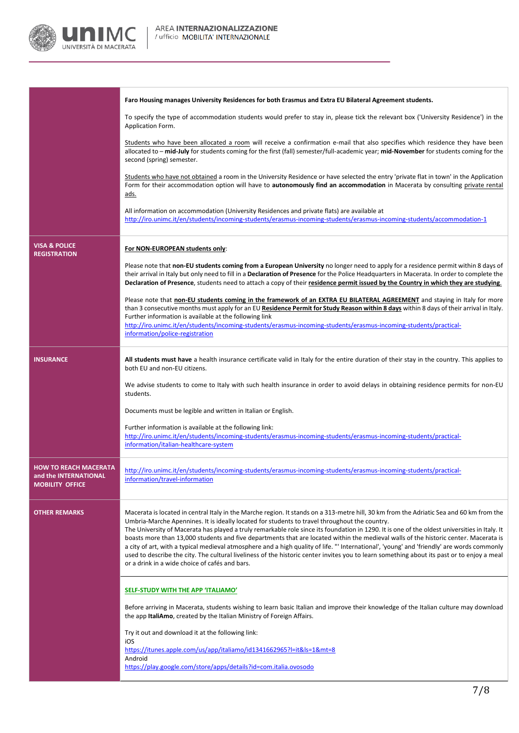| | |
|---|---|
| | **Faro Housing manages University Residences for both Erasmus and Extra EU Bilateral Agreement students.**<br><br>To specify the type of accommodation students would prefer to stay in, please tick the relevant box ('University Residence') in the Application Form.<br><br>Students who have been allocated a room will receive a confirmation e-mail that also specifies which residence they have been allocated to – **mid-July** for students coming for the first (fall) semester/full-academic year; **mid-November** for students coming for the second (spring) semester.<br><br>Students who have not obtained a room in the University Residence or have selected the entry 'private flat in town' in the Application Form for their accommodation option will have to **autonomously find an accommodation** in Macerata by consulting private rental ads.<br><br>All information on accommodation (University Residences and private flats) are available at http://iro.unimc.it/en/students/incoming-students/erasmus-incoming-students/erasmus-incoming-students/accommodation-1 |
| **VISA & POLICE REGISTRATION** | **For NON-EUROPEAN students only**:<br><br>Please note that **non-EU students coming from a European University** no longer need to apply for a residence permit within 8 days of their arrival in Italy but only need to fill in a **Declaration of Presence** for the Police Headquarters in Macerata. In order to complete the **Declaration of Presence**, students need to attach a copy of their **residence permit issued by the Country in which they are studying**.<br><br>Please note that **non-EU students coming in the framework of an EXTRA EU BILATERAL AGREEMENT** and staying in Italy for more than 3 consecutive months must apply for an EU **Residence Permit for Study Reason within 8 days** within 8 days of their arrival in Italy. Further information is available at the following link http://iro.unimc.it/en/students/incoming-students/erasmus-incoming-students/erasmus-incoming-students/practical-information/police-registration |
| **INSURANCE** | **All students must have** a health insurance certificate valid in Italy for the entire duration of their stay in the country. This applies to both EU and non-EU citizens.<br><br>We advise students to come to Italy with such health insurance in order to avoid delays in obtaining residence permits for non-EU students.<br><br>Documents must be legible and written in Italian or English.<br><br>Further information is available at the following link: http://iro.unimc.it/en/students/incoming-students/erasmus-incoming-students/erasmus-incoming-students/practical-information/italian-healthcare-system |
| **HOW TO REACH MACERATA and the INTERNATIONAL MOBILITY OFFICE** | http://iro.unimc.it/en/students/incoming-students/erasmus-incoming-students/erasmus-incoming-students/practical-information/travel-information |
| **OTHER REMARKS** | Macerata is located in central Italy in the Marche region. It stands on a 313-metre hill, 30 km from the Adriatic Sea and 60 km from the Umbria-Marche Apennines. It is ideally located for students to travel throughout the country.<br>The University of Macerata has played a truly remarkable role since its foundation in 1290. It is one of the oldest universities in Italy. It boasts more than 13,000 students and five departments that are located within the medieval walls of the historic center. Macerata is a city of art, with a typical medieval atmosphere and a high quality of life. "' International', 'young' and 'friendly' are words commonly used to describe the city. The cultural liveliness of the historic center invites you to learn something about its past or to enjoy a meal or a drink in a wide choice of cafés and bars.<br><br>**SELF-STUDY WITH THE APP 'ITALIAMO'**<br><br>Before arriving in Macerata, students wishing to learn basic Italian and improve their knowledge of the Italian culture may download the app **ItaliAmo**, created by the Italian Ministry of Foreign Affairs.<br><br>Try it out and download it at the following link:<br>iOS<br>https://itunes.apple.com/us/app/italiamo/id1341662965?l=it&ls=1&mt=8<br>Android<br>https://play.google.com/store/apps/details?id=com.italia.ovosodo |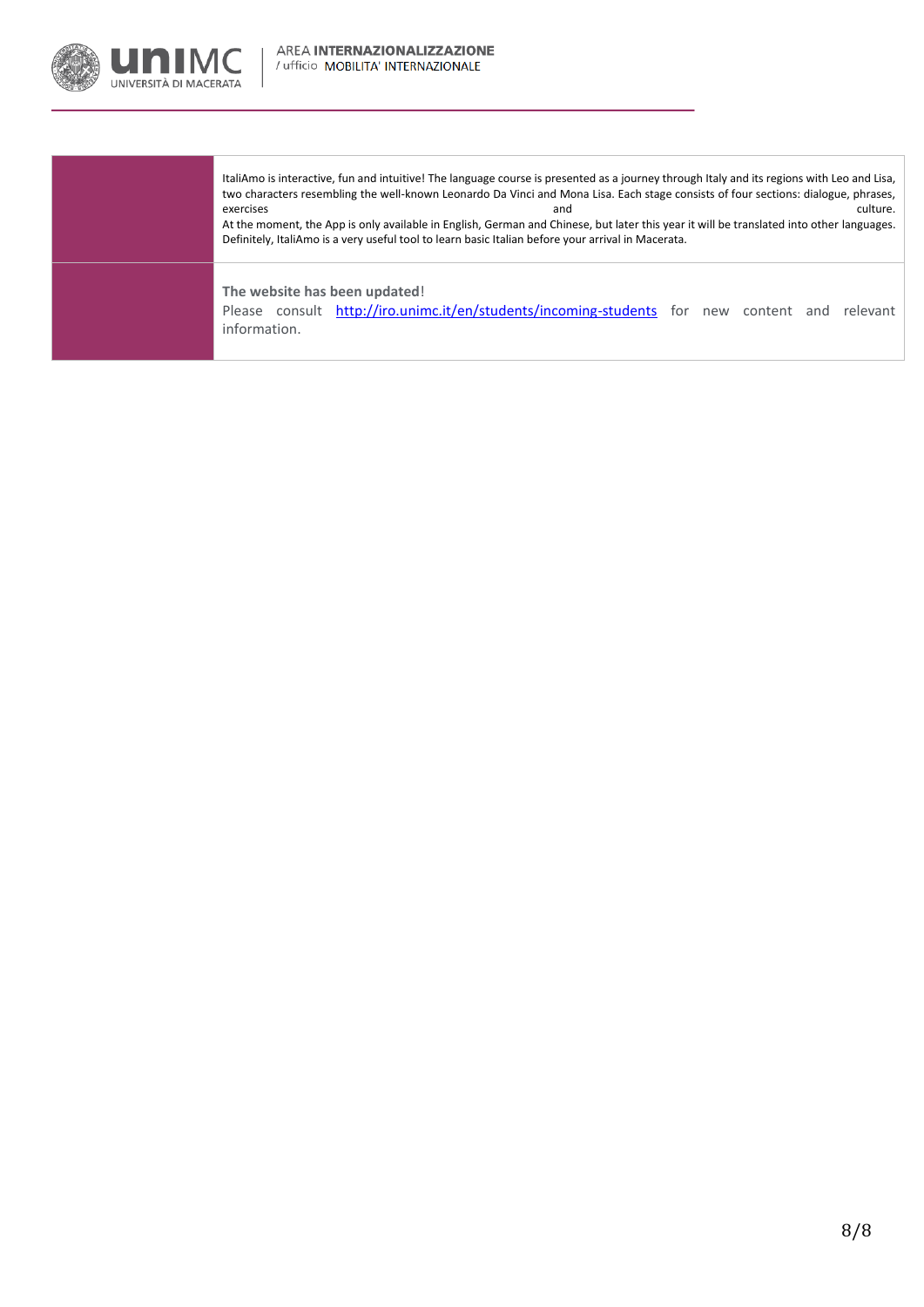| | |
|---|---|
| | ItaliAmo is interactive, fun and intuitive! The language course is presented as a journey through Italy and its regions with Leo and Lisa, two characters resembling the well-known Leonardo Da Vinci and Mona Lisa. Each stage consists of four sections: dialogue, phrases, exercises and culture. At the moment, the App is only available in English, German and Chinese, but later this year it will be translated into other languages. Definitely, ItaliAmo is a very useful tool to learn basic Italian before your arrival in Macerata. |
| | **The website has been updated**! Please consult http://iro.unimc.it/en/students/incoming-students for new content and relevant information. |